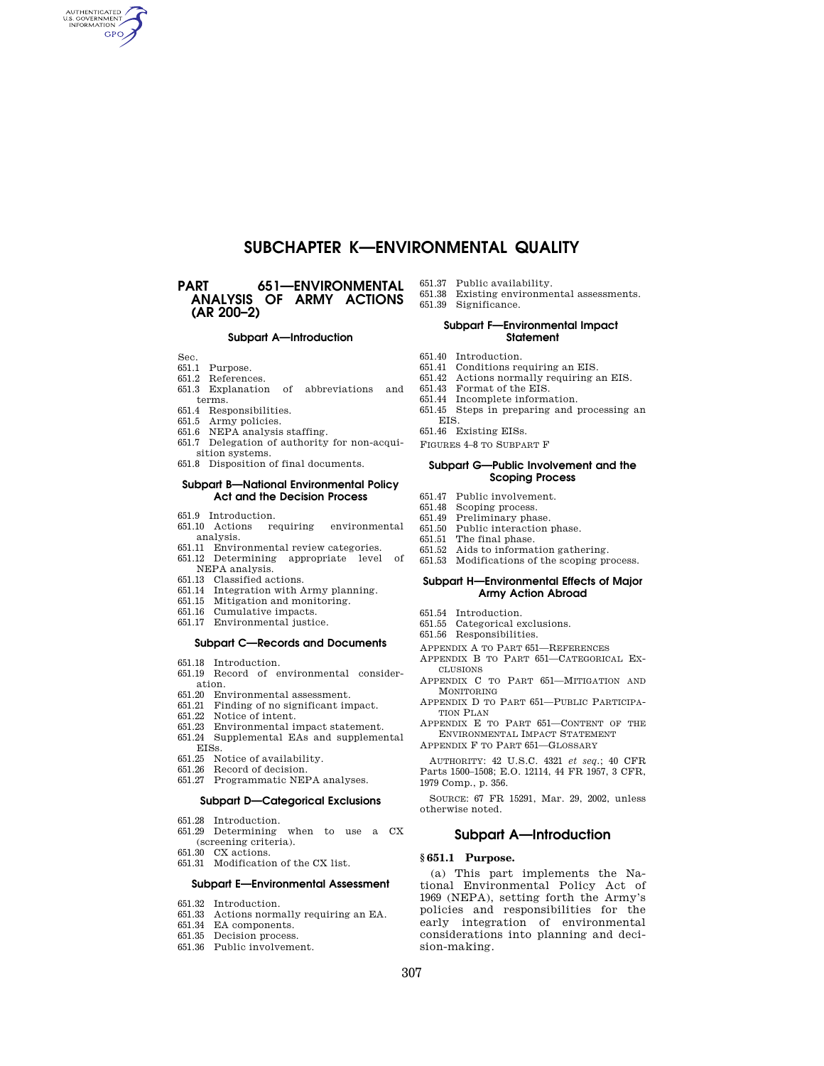# SUBCHAPTER K—ENVIRONMENTAL QUALITY

## PART 651—ENVIRONMENTAL ANALYSIS OF ARMY ACTIONS (AR 200–2)

### Subpart A—Introduction

Sec.
651.1 Purpose.
651.2 References.
651.3 Explanation of abbreviations and terms.
651.4 Responsibilities.
651.5 Army policies.
651.6 NEPA analysis staffing.
651.7 Delegation of authority for non-acquisition systems.
651.8 Disposition of final documents.

### Subpart B—National Environmental Policy Act and the Decision Process

651.9 Introduction.
651.10 Actions requiring environmental analysis.
651.11 Environmental review categories.
651.12 Determining appropriate level of NEPA analysis.
651.13 Classified actions.
651.14 Integration with Army planning.
651.15 Mitigation and monitoring.
651.16 Cumulative impacts.
651.17 Environmental justice.

### Subpart C—Records and Documents

651.18 Introduction.
651.19 Record of environmental consideration.
651.20 Environmental assessment.
651.21 Finding of no significant impact.
651.22 Notice of intent.
651.23 Environmental impact statement.
651.24 Supplemental EAs and supplemental EISs.
651.25 Notice of availability.
651.26 Record of decision.
651.27 Programmatic NEPA analyses.

### Subpart D—Categorical Exclusions

651.28 Introduction.
651.29 Determining when to use a CX (screening criteria).
651.30 CX actions.
651.31 Modification of the CX list.

### Subpart E—Environmental Assessment

651.32 Introduction.
651.33 Actions normally requiring an EA.
651.34 EA components.
651.35 Decision process.
651.36 Public involvement.
651.37 Public availability.
651.38 Existing environmental assessments.
651.39 Significance.

### Subpart F—Environmental Impact Statement

651.40 Introduction.
651.41 Conditions requiring an EIS.
651.42 Actions normally requiring an EIS.
651.43 Format of the EIS.
651.44 Incomplete information.
651.45 Steps in preparing and processing an EIS.
651.46 Existing EISs.
FIGURES 4–8 TO SUBPART F

### Subpart G—Public Involvement and the Scoping Process

651.47 Public involvement.
651.48 Scoping process.
651.49 Preliminary phase.
651.50 Public interaction phase.
651.51 The final phase.
651.52 Aids to information gathering.
651.53 Modifications of the scoping process.

### Subpart H—Environmental Effects of Major Army Action Abroad

651.54 Introduction.
651.55 Categorical exclusions.
651.56 Responsibilities.

APPENDIX A TO PART 651—REFERENCES
APPENDIX B TO PART 651—CATEGORICAL EXCLUSIONS
APPENDIX C TO PART 651—MITIGATION AND MONITORING
APPENDIX D TO PART 651—PUBLIC PARTICIPATION PLAN
APPENDIX E TO PART 651—CONTENT OF THE ENVIRONMENTAL IMPACT STATEMENT
APPENDIX F TO PART 651—GLOSSARY

AUTHORITY: 42 U.S.C. 4321 *et seq.*; 40 CFR Parts 1500–1508; E.O. 12114, 44 FR 1957, 3 CFR, 1979 Comp., p. 356.

SOURCE: 67 FR 15291, Mar. 29, 2002, unless otherwise noted.

## Subpart A—Introduction

**§ 651.1 Purpose.**

(a) This part implements the National Environmental Policy Act of 1969 (NEPA), setting forth the Army's policies and responsibilities for the early integration of environmental considerations into planning and decision-making.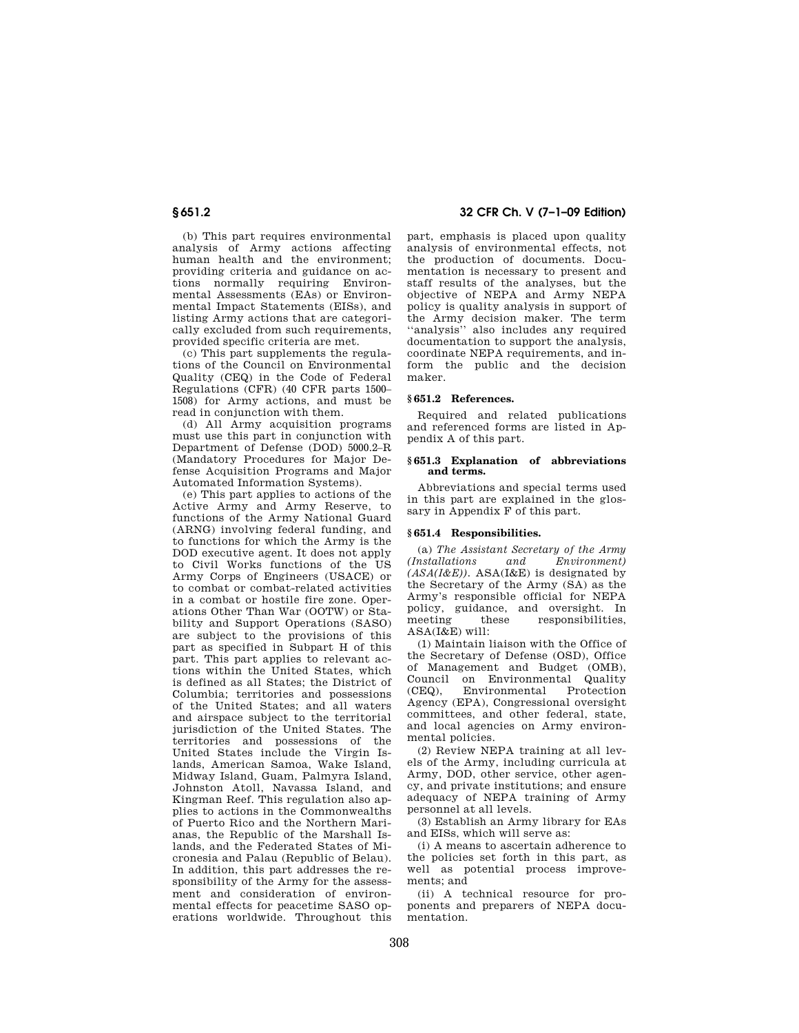(b) This part requires environmental analysis of Army actions affecting human health and the environment; providing criteria and guidance on actions normally requiring Environmental Assessments (EAs) or Environmental Impact Statements (EISs), and listing Army actions that are categorically excluded from such requirements, provided specific criteria are met.

(c) This part supplements the regulations of the Council on Environmental Quality (CEQ) in the Code of Federal Regulations (CFR) (40 CFR parts 1500–1508) for Army actions, and must be read in conjunction with them.

(d) All Army acquisition programs must use this part in conjunction with Department of Defense (DOD) 5000.2–R (Mandatory Procedures for Major Defense Acquisition Programs and Major Automated Information Systems).

(e) This part applies to actions of the Active Army and Army Reserve, to functions of the Army National Guard (ARNG) involving federal funding, and to functions for which the Army is the DOD executive agent. It does not apply to Civil Works functions of the US Army Corps of Engineers (USACE) or to combat or combat-related activities in a combat or hostile fire zone. Operations Other Than War (OOTW) or Stability and Support Operations (SASO) are subject to the provisions of this part as specified in Subpart H of this part. This part applies to relevant actions within the United States, which is defined as all States; the District of Columbia; territories and possessions of the United States; and all waters and airspace subject to the territorial jurisdiction of the United States. The territories and possessions of the United States include the Virgin Islands, American Samoa, Wake Island, Midway Island, Guam, Palmyra Island, Johnston Atoll, Navassa Island, and Kingman Reef. This regulation also applies to actions in the Commonwealths of Puerto Rico and the Northern Marianas, the Republic of the Marshall Islands, and the Federated States of Micronesia and Palau (Republic of Belau). In addition, this part addresses the responsibility of the Army for the assessment and consideration of environmental effects for peacetime SASO operations worldwide. Throughout this part, emphasis is placed upon quality analysis of environmental effects, not the production of documents. Documentation is necessary to present and staff results of the analyses, but the objective of NEPA and Army NEPA policy is quality analysis in support of the Army decision maker. The term ''analysis'' also includes any required documentation to support the analysis, coordinate NEPA requirements, and inform the public and the decision maker.

## § 651.2 References.

Required and related publications and referenced forms are listed in Appendix A of this part.

## § 651.3 Explanation of abbreviations and terms.

Abbreviations and special terms used in this part are explained in the glossary in Appendix F of this part.

## § 651.4 Responsibilities.

(a) *The Assistant Secretary of the Army (Installations and Environment) (ASA(I&E)).* ASA(I&E) is designated by the Secretary of the Army (SA) as the Army's responsible official for NEPA policy, guidance, and oversight. In meeting these responsibilities, ASA(I&E) will:

(1) Maintain liaison with the Office of the Secretary of Defense (OSD), Office of Management and Budget (OMB), Council on Environmental Quality (CEQ), Environmental Protection Agency (EPA), Congressional oversight committees, and other federal, state, and local agencies on Army environmental policies.

(2) Review NEPA training at all levels of the Army, including curricula at Army, DOD, other service, other agency, and private institutions; and ensure adequacy of NEPA training of Army personnel at all levels.

(3) Establish an Army library for EAs and EISs, which will serve as:

(i) A means to ascertain adherence to the policies set forth in this part, as well as potential process improvements; and

(ii) A technical resource for proponents and preparers of NEPA documentation.